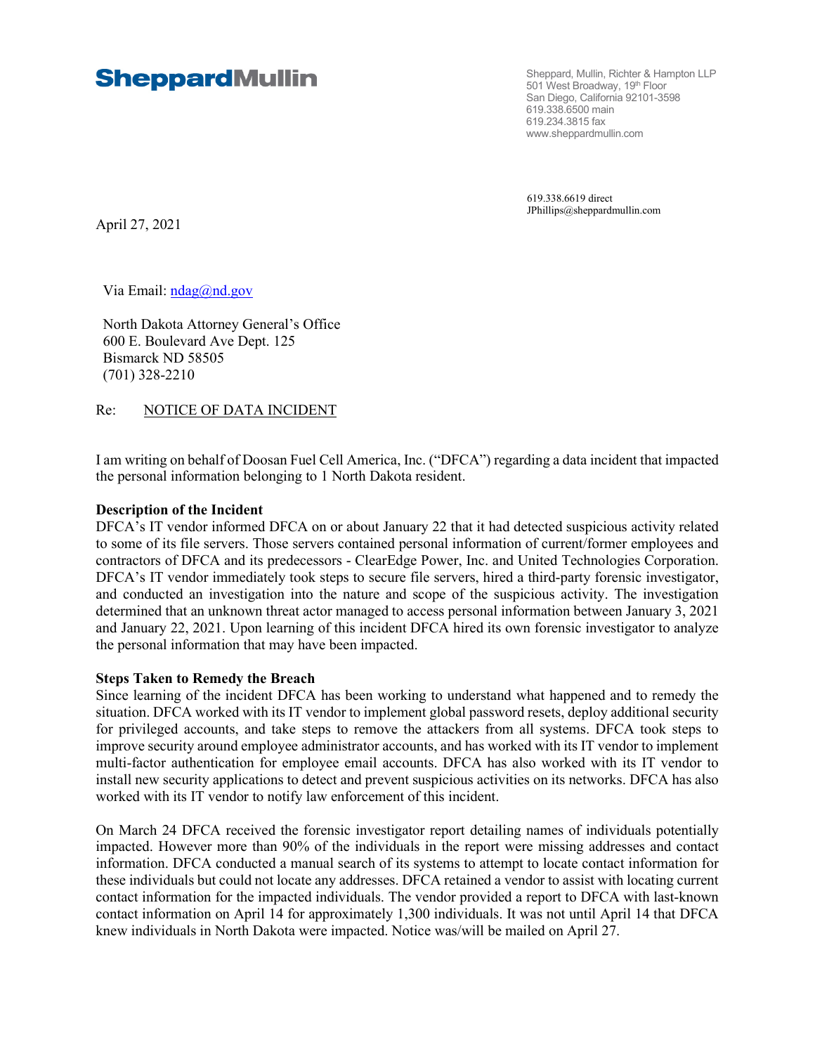**SheppardMullin**

Sheppard, Mullin, Richter & Hampton LLP
501 West Broadway, 19th Floor
San Diego, California 92101-3598
619.338.6500 main
619.234.3815 fax
www.sheppardmullin.com

619.338.6619 direct
JPhillips@sheppardmullin.com

April 27, 2021

Via Email: ndag@nd.gov

North Dakota Attorney General's Office
600 E. Boulevard Ave Dept. 125
Bismarck ND 58505
(701) 328-2210

Re: NOTICE OF DATA INCIDENT

I am writing on behalf of Doosan Fuel Cell America, Inc. ("DFCA") regarding a data incident that impacted the personal information belonging to 1 North Dakota resident.

**Description of the Incident**

DFCA's IT vendor informed DFCA on or about January 22 that it had detected suspicious activity related to some of its file servers. Those servers contained personal information of current/former employees and contractors of DFCA and its predecessors - ClearEdge Power, Inc. and United Technologies Corporation. DFCA's IT vendor immediately took steps to secure file servers, hired a third-party forensic investigator, and conducted an investigation into the nature and scope of the suspicious activity. The investigation determined that an unknown threat actor managed to access personal information between January 3, 2021 and January 22, 2021. Upon learning of this incident DFCA hired its own forensic investigator to analyze the personal information that may have been impacted.

**Steps Taken to Remedy the Breach**

Since learning of the incident DFCA has been working to understand what happened and to remedy the situation. DFCA worked with its IT vendor to implement global password resets, deploy additional security for privileged accounts, and take steps to remove the attackers from all systems. DFCA took steps to improve security around employee administrator accounts, and has worked with its IT vendor to implement multi-factor authentication for employee email accounts. DFCA has also worked with its IT vendor to install new security applications to detect and prevent suspicious activities on its networks. DFCA has also worked with its IT vendor to notify law enforcement of this incident.

On March 24 DFCA received the forensic investigator report detailing names of individuals potentially impacted. However more than 90% of the individuals in the report were missing addresses and contact information. DFCA conducted a manual search of its systems to attempt to locate contact information for these individuals but could not locate any addresses. DFCA retained a vendor to assist with locating current contact information for the impacted individuals. The vendor provided a report to DFCA with last-known contact information on April 14 for approximately 1,300 individuals. It was not until April 14 that DFCA knew individuals in North Dakota were impacted. Notice was/will be mailed on April 27.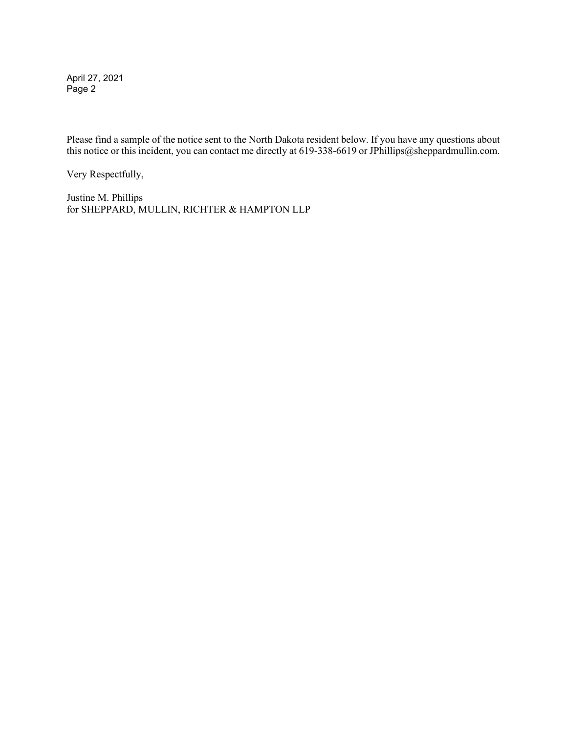Please find a sample of the notice sent to the North Dakota resident below. If you have any questions about this notice or this incident, you can contact me directly at 619-338-6619 or JPhillips@sheppardmullin.com.

Very Respectfully,

Justine M. Phillips
for SHEPPARD, MULLIN, RICHTER & HAMPTON LLP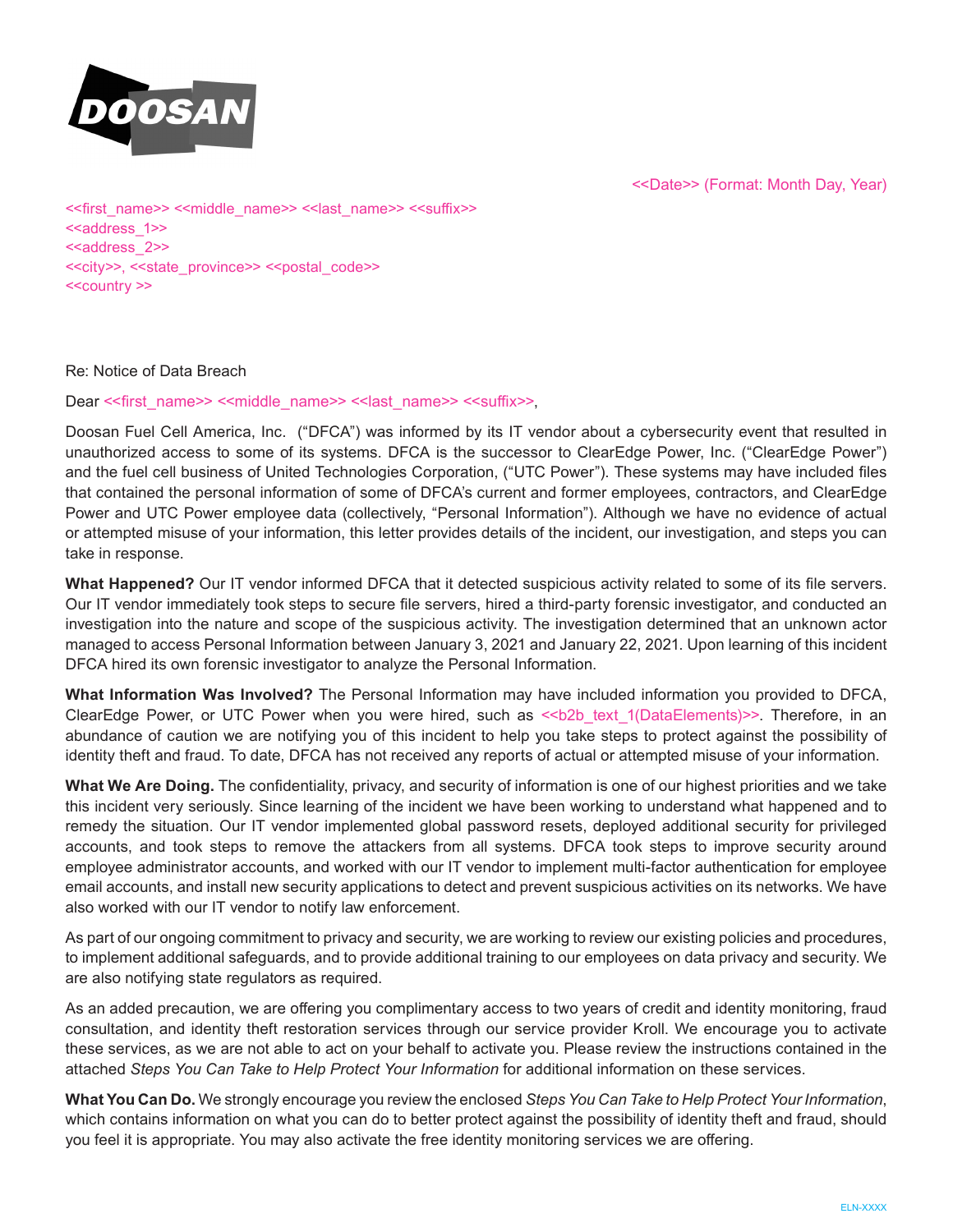DOOSAN

<<Date>> (Format: Month Day, Year)

<<first_name>> <<middle_name>> <<last_name>> <<suffix>>
<<address_1>>
<<address_2>>
<<city>>, <<state_province>> <<postal_code>>
<<country >>

Re: Notice of Data Breach

Dear <<first_name>> <<middle_name>> <<last_name>> <<suffix>>,

Doosan Fuel Cell America, Inc. ("DFCA") was informed by its IT vendor about a cybersecurity event that resulted in unauthorized access to some of its systems. DFCA is the successor to ClearEdge Power, Inc. ("ClearEdge Power") and the fuel cell business of United Technologies Corporation, ("UTC Power"). These systems may have included files that contained the personal information of some of DFCA's current and former employees, contractors, and ClearEdge Power and UTC Power employee data (collectively, "Personal Information"). Although we have no evidence of actual or attempted misuse of your information, this letter provides details of the incident, our investigation, and steps you can take in response.

**What Happened?** Our IT vendor informed DFCA that it detected suspicious activity related to some of its file servers. Our IT vendor immediately took steps to secure file servers, hired a third-party forensic investigator, and conducted an investigation into the nature and scope of the suspicious activity. The investigation determined that an unknown actor managed to access Personal Information between January 3, 2021 and January 22, 2021. Upon learning of this incident DFCA hired its own forensic investigator to analyze the Personal Information.

**What Information Was Involved?** The Personal Information may have included information you provided to DFCA, ClearEdge Power, or UTC Power when you were hired, such as <<b2b_text_1(DataElements)>>. Therefore, in an abundance of caution we are notifying you of this incident to help you take steps to protect against the possibility of identity theft and fraud. To date, DFCA has not received any reports of actual or attempted misuse of your information.

**What We Are Doing.** The confidentiality, privacy, and security of information is one of our highest priorities and we take this incident very seriously. Since learning of the incident we have been working to understand what happened and to remedy the situation. Our IT vendor implemented global password resets, deployed additional security for privileged accounts, and took steps to remove the attackers from all systems. DFCA took steps to improve security around employee administrator accounts, and worked with our IT vendor to implement multi-factor authentication for employee email accounts, and install new security applications to detect and prevent suspicious activities on its networks. We have also worked with our IT vendor to notify law enforcement.

As part of our ongoing commitment to privacy and security, we are working to review our existing policies and procedures, to implement additional safeguards, and to provide additional training to our employees on data privacy and security. We are also notifying state regulators as required.

As an added precaution, we are offering you complimentary access to two years of credit and identity monitoring, fraud consultation, and identity theft restoration services through our service provider Kroll. We encourage you to activate these services, as we are not able to act on your behalf to activate you. Please review the instructions contained in the attached *Steps You Can Take to Help Protect Your Information* for additional information on these services.

**What You Can Do.** We strongly encourage you review the enclosed *Steps You Can Take to Help Protect Your Information*, which contains information on what you can do to better protect against the possibility of identity theft and fraud, should you feel it is appropriate. You may also activate the free identity monitoring services we are offering.

ELN-XXXX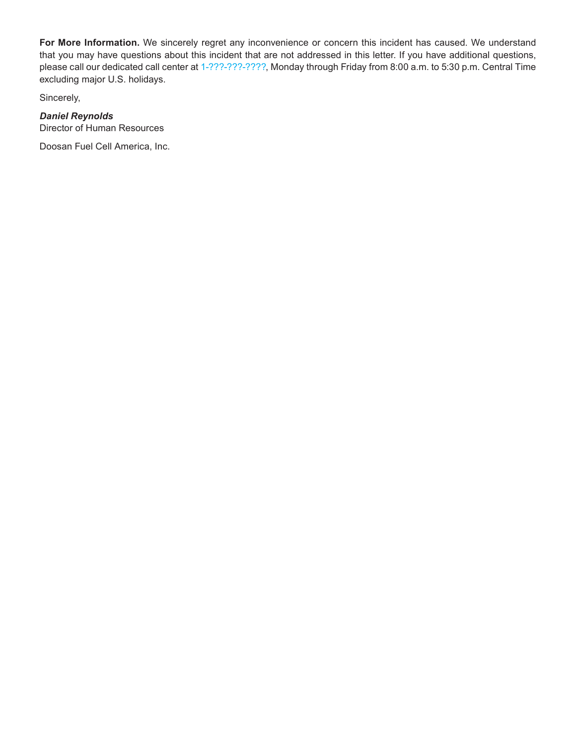**For More Information.** We sincerely regret any inconvenience or concern this incident has caused. We understand that you may have questions about this incident that are not addressed in this letter. If you have additional questions, please call our dedicated call center at 1-???-???-????, Monday through Friday from 8:00 a.m. to 5:30 p.m. Central Time excluding major U.S. holidays.

Sincerely,

***Daniel Reynolds***
Director of Human Resources

Doosan Fuel Cell America, Inc.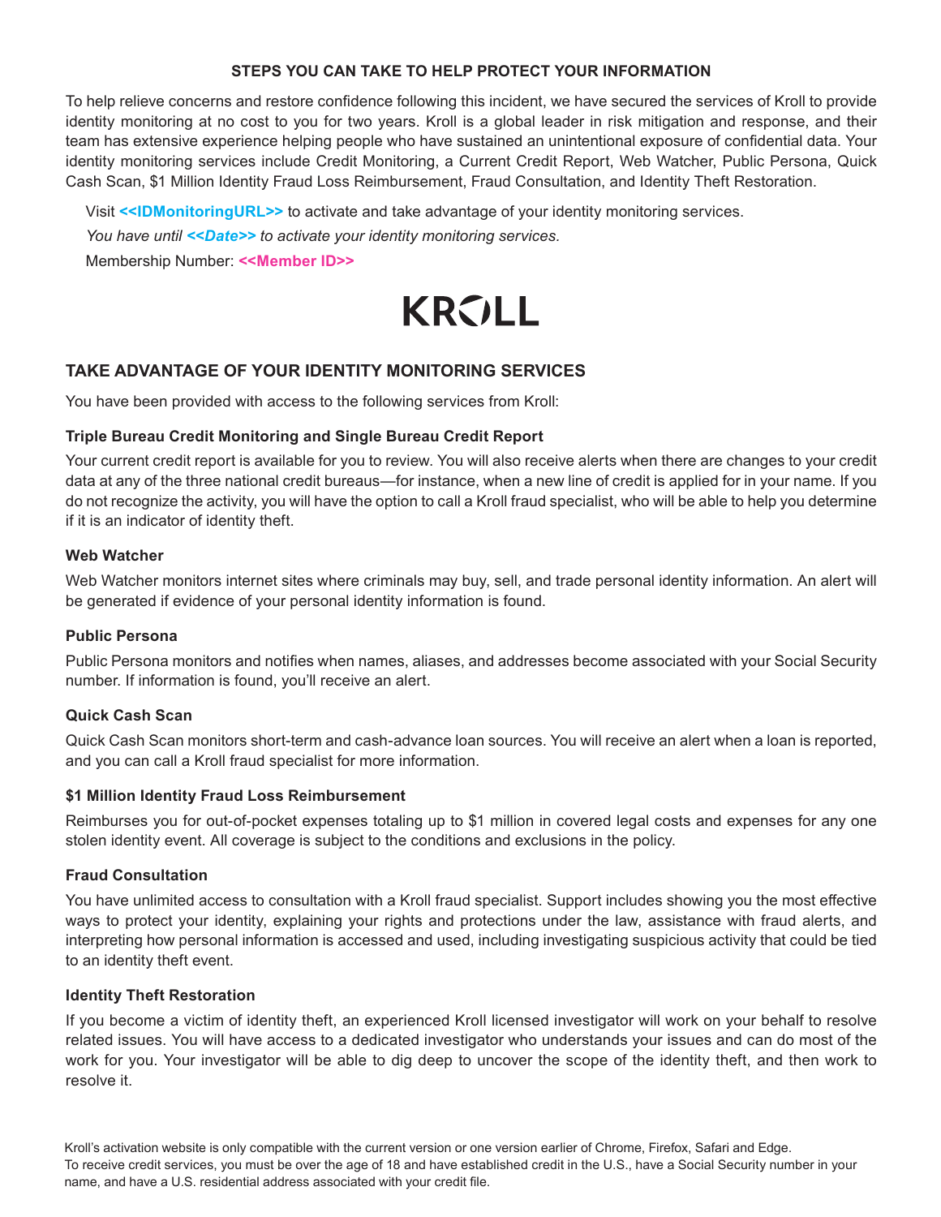## STEPS YOU CAN TAKE TO HELP PROTECT YOUR INFORMATION

To help relieve concerns and restore confidence following this incident, we have secured the services of Kroll to provide identity monitoring at no cost to you for two years. Kroll is a global leader in risk mitigation and response, and their team has extensive experience helping people who have sustained an unintentional exposure of confidential data. Your identity monitoring services include Credit Monitoring, a Current Credit Report, Web Watcher, Public Persona, Quick Cash Scan, $1 Million Identity Fraud Loss Reimbursement, Fraud Consultation, and Identity Theft Restoration.

Visit **<<IDMonitoringURL>>** to activate and take advantage of your identity monitoring services.

*You have until **<<Date>>** to activate your identity monitoring services.*

Membership Number: **<<Member ID>>**

KROLL

## TAKE ADVANTAGE OF YOUR IDENTITY MONITORING SERVICES

You have been provided with access to the following services from Kroll:

### Triple Bureau Credit Monitoring and Single Bureau Credit Report

Your current credit report is available for you to review. You will also receive alerts when there are changes to your credit data at any of the three national credit bureaus—for instance, when a new line of credit is applied for in your name. If you do not recognize the activity, you will have the option to call a Kroll fraud specialist, who will be able to help you determine if it is an indicator of identity theft.

### Web Watcher

Web Watcher monitors internet sites where criminals may buy, sell, and trade personal identity information. An alert will be generated if evidence of your personal identity information is found.

### Public Persona

Public Persona monitors and notifies when names, aliases, and addresses become associated with your Social Security number. If information is found, you'll receive an alert.

### Quick Cash Scan

Quick Cash Scan monitors short-term and cash-advance loan sources. You will receive an alert when a loan is reported, and you can call a Kroll fraud specialist for more information.

### $1 Million Identity Fraud Loss Reimbursement

Reimburses you for out-of-pocket expenses totaling up to $1 million in covered legal costs and expenses for any one stolen identity event. All coverage is subject to the conditions and exclusions in the policy.

### Fraud Consultation

You have unlimited access to consultation with a Kroll fraud specialist. Support includes showing you the most effective ways to protect your identity, explaining your rights and protections under the law, assistance with fraud alerts, and interpreting how personal information is accessed and used, including investigating suspicious activity that could be tied to an identity theft event.

### Identity Theft Restoration

If you become a victim of identity theft, an experienced Kroll licensed investigator will work on your behalf to resolve related issues. You will have access to a dedicated investigator who understands your issues and can do most of the work for you. Your investigator will be able to dig deep to uncover the scope of the identity theft, and then work to resolve it.

Kroll's activation website is only compatible with the current version or one version earlier of Chrome, Firefox, Safari and Edge.
To receive credit services, you must be over the age of 18 and have established credit in the U.S., have a Social Security number in your name, and have a U.S. residential address associated with your credit file.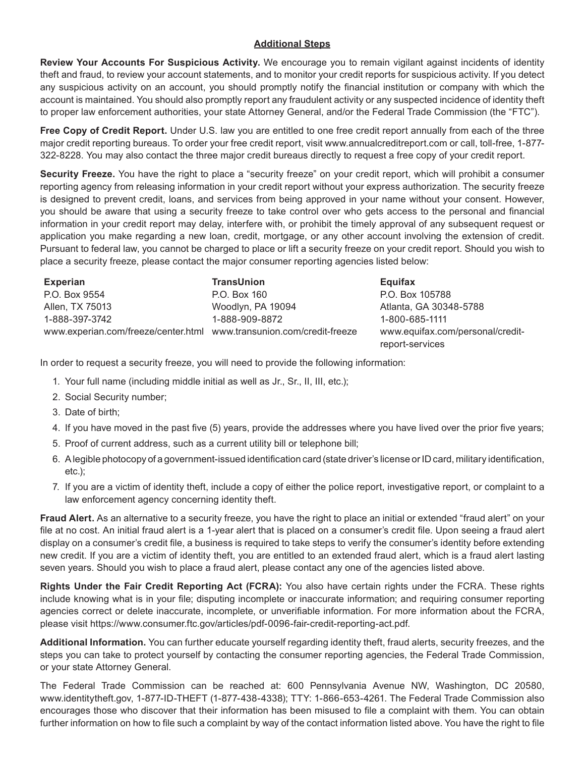## Additional Steps

**Review Your Accounts For Suspicious Activity.** We encourage you to remain vigilant against incidents of identity theft and fraud, to review your account statements, and to monitor your credit reports for suspicious activity. If you detect any suspicious activity on an account, you should promptly notify the financial institution or company with which the account is maintained. You should also promptly report any fraudulent activity or any suspected incidence of identity theft to proper law enforcement authorities, your state Attorney General, and/or the Federal Trade Commission (the "FTC").

**Free Copy of Credit Report.** Under U.S. law you are entitled to one free credit report annually from each of the three major credit reporting bureaus. To order your free credit report, visit www.annualcreditreport.com or call, toll-free, 1-877-322-8228. You may also contact the three major credit bureaus directly to request a free copy of your credit report.

**Security Freeze.** You have the right to place a "security freeze" on your credit report, which will prohibit a consumer reporting agency from releasing information in your credit report without your express authorization. The security freeze is designed to prevent credit, loans, and services from being approved in your name without your consent. However, you should be aware that using a security freeze to take control over who gets access to the personal and financial information in your credit report may delay, interfere with, or prohibit the timely approval of any subsequent request or application you make regarding a new loan, credit, mortgage, or any other account involving the extension of credit. Pursuant to federal law, you cannot be charged to place or lift a security freeze on your credit report. Should you wish to place a security freeze, please contact the major consumer reporting agencies listed below:

| Experian | TransUnion | Equifax |
|---|---|---|
| P.O. Box 9554 | P.O. Box 160 | P.O. Box 105788 |
| Allen, TX 75013 | Woodlyn, PA 19094 | Atlanta, GA 30348-5788 |
| 1-888-397-3742 | 1-888-909-8872 | 1-800-685-1111 |
| www.experian.com/freeze/center.html | www.transunion.com/credit-freeze | www.equifax.com/personal/credit-report-services |

In order to request a security freeze, you will need to provide the following information:

1. Your full name (including middle initial as well as Jr., Sr., II, III, etc.);
2. Social Security number;
3. Date of birth;
4. If you have moved in the past five (5) years, provide the addresses where you have lived over the prior five years;
5. Proof of current address, such as a current utility bill or telephone bill;
6. A legible photocopy of a government-issued identification card (state driver's license or ID card, military identification, etc.);
7. If you are a victim of identity theft, include a copy of either the police report, investigative report, or complaint to a law enforcement agency concerning identity theft.

**Fraud Alert.** As an alternative to a security freeze, you have the right to place an initial or extended "fraud alert" on your file at no cost. An initial fraud alert is a 1-year alert that is placed on a consumer's credit file. Upon seeing a fraud alert display on a consumer's credit file, a business is required to take steps to verify the consumer's identity before extending new credit. If you are a victim of identity theft, you are entitled to an extended fraud alert, which is a fraud alert lasting seven years. Should you wish to place a fraud alert, please contact any one of the agencies listed above.

**Rights Under the Fair Credit Reporting Act (FCRA):** You also have certain rights under the FCRA. These rights include knowing what is in your file; disputing incomplete or inaccurate information; and requiring consumer reporting agencies correct or delete inaccurate, incomplete, or unverifiable information. For more information about the FCRA, please visit https://www.consumer.ftc.gov/articles/pdf-0096-fair-credit-reporting-act.pdf.

**Additional Information.** You can further educate yourself regarding identity theft, fraud alerts, security freezes, and the steps you can take to protect yourself by contacting the consumer reporting agencies, the Federal Trade Commission, or your state Attorney General.

The Federal Trade Commission can be reached at: 600 Pennsylvania Avenue NW, Washington, DC 20580, www.identitytheft.gov, 1-877-ID-THEFT (1-877-438-4338); TTY: 1-866-653-4261. The Federal Trade Commission also encourages those who discover that their information has been misused to file a complaint with them. You can obtain further information on how to file such a complaint by way of the contact information listed above. You have the right to file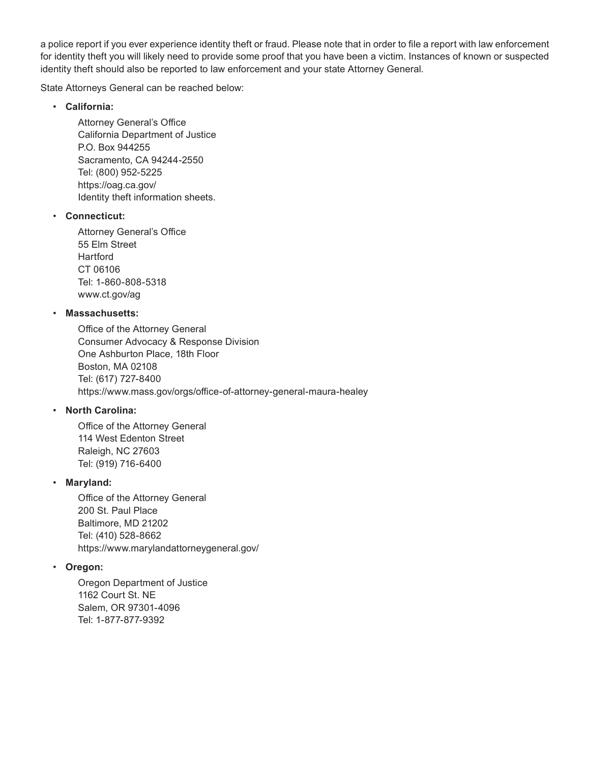a police report if you ever experience identity theft or fraud. Please note that in order to file a report with law enforcement for identity theft you will likely need to provide some proof that you have been a victim. Instances of known or suspected identity theft should also be reported to law enforcement and your state Attorney General.

State Attorneys General can be reached below:

- **California:**

  Attorney General's Office  
  California Department of Justice  
  P.O. Box 944255  
  Sacramento, CA 94244-2550  
  Tel: (800) 952-5225  
  https://oag.ca.gov/  
  Identity theft information sheets.

- **Connecticut:**

  Attorney General's Office  
  55 Elm Street  
  Hartford  
  CT 06106  
  Tel: 1-860-808-5318  
  www.ct.gov/ag

- **Massachusetts:**

  Office of the Attorney General  
  Consumer Advocacy & Response Division  
  One Ashburton Place, 18th Floor  
  Boston, MA 02108  
  Tel: (617) 727-8400  
  https://www.mass.gov/orgs/office-of-attorney-general-maura-healey

- **North Carolina:**

  Office of the Attorney General  
  114 West Edenton Street  
  Raleigh, NC 27603  
  Tel: (919) 716-6400

- **Maryland:**

  Office of the Attorney General  
  200 St. Paul Place  
  Baltimore, MD 21202  
  Tel: (410) 528-8662  
  https://www.marylandattorneygeneral.gov/

- **Oregon:**

  Oregon Department of Justice  
  1162 Court St. NE  
  Salem, OR 97301-4096  
  Tel: 1-877-877-9392